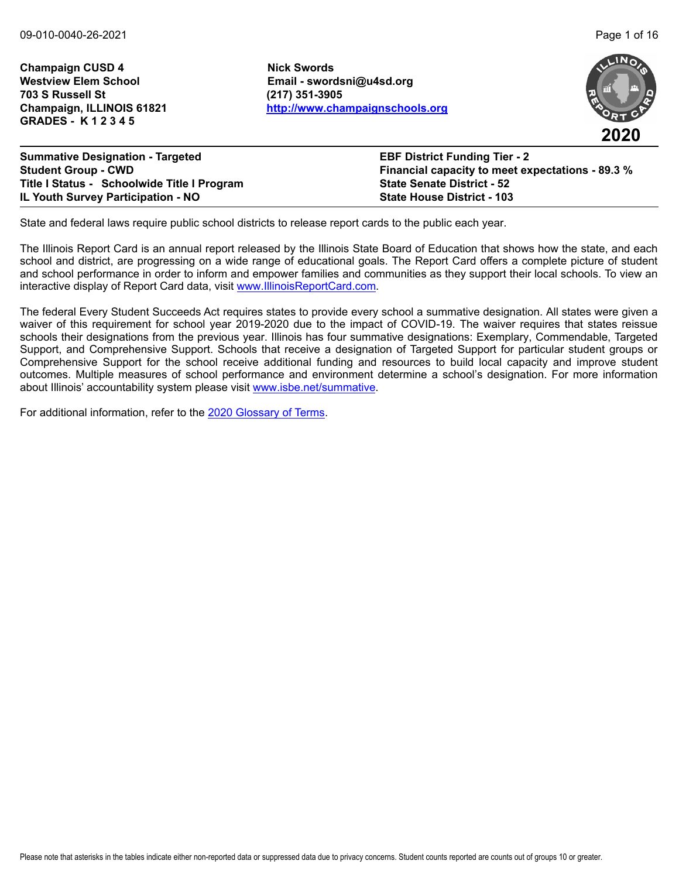**Champaign CUSD 4**
**Westview Elem School**
**703 S Russell St**
**Champaign, ILLINOIS 61821**
**GRADES - K 1 2 3 4 5**

**Nick Swords**
**Email - swordsni@u4sd.org**
**(217) 351-3905**
**http://www.champaignschools.org**

**2020**

**Summative Designation - Targeted**
**Student Group - CWD**
**Title I Status - Schoolwide Title I Program**
**IL Youth Survey Participation - NO**

**EBF District Funding Tier - 2**
**Financial capacity to meet expectations - 89.3 %**
**State Senate District - 52**
**State House District - 103**

State and federal laws require public school districts to release report cards to the public each year.

The Illinois Report Card is an annual report released by the Illinois State Board of Education that shows how the state, and each school and district, are progressing on a wide range of educational goals. The Report Card offers a complete picture of student and school performance in order to inform and empower families and communities as they support their local schools. To view an interactive display of Report Card data, visit www.IllinoisReportCard.com.

The federal Every Student Succeeds Act requires states to provide every school a summative designation. All states were given a waiver of this requirement for school year 2019-2020 due to the impact of COVID-19. The waiver requires that states reissue schools their designations from the previous year. Illinois has four summative designations: Exemplary, Commendable, Targeted Support, and Comprehensive Support. Schools that receive a designation of Targeted Support for particular student groups or Comprehensive Support for the school receive additional funding and resources to build local capacity and improve student outcomes. Multiple measures of school performance and environment determine a school's designation. For more information about Illinois' accountability system please visit www.isbe.net/summative.

For additional information, refer to the 2020 Glossary of Terms.

Please note that asterisks in the tables indicate either non-reported data or suppressed data due to privacy concerns. Student counts reported are counts out of groups 10 or greater.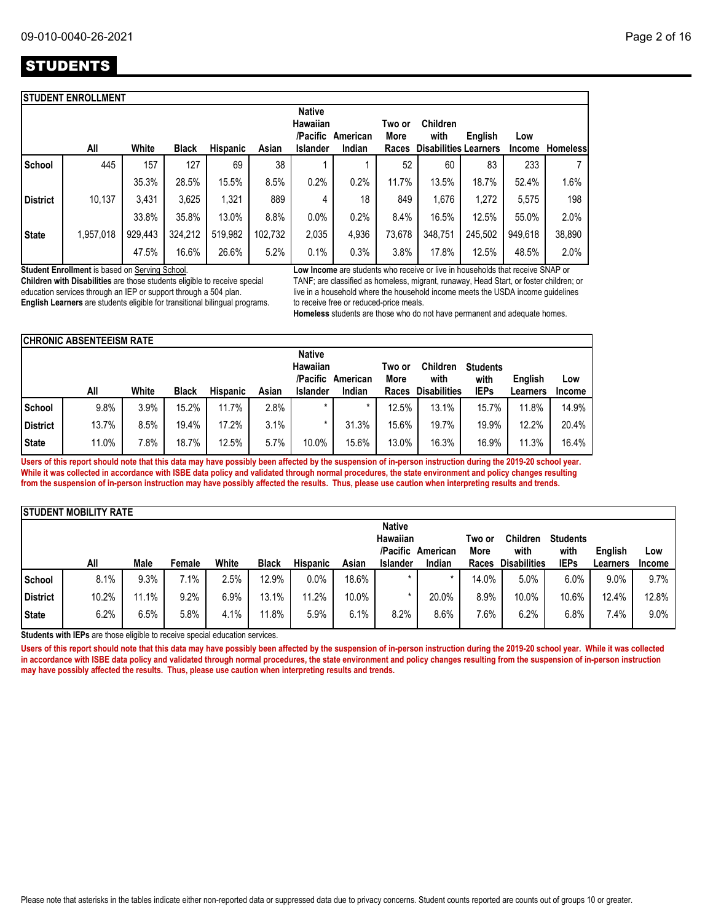# STUDENTS

## STUDENT ENROLLMENT

| | All | White | Black | Hispanic | Asian | Native Hawaiian /Pacific Islander | American Indian | Two or More Races | Children with Disabilities | English Learners | Low Income | Homeless |
|---|---|---|---|---|---|---|---|---|---|---|---|---|
| School | 445 | 157 | 127 | 69 | 38 | 1 | 1 | 52 | 60 | 83 | 233 | 7 |
| | | 35.3% | 28.5% | 15.5% | 8.5% | 0.2% | 0.2% | 11.7% | 13.5% | 18.7% | 52.4% | 1.6% |
| District | 10,137 | 3,431 | 3,625 | 1,321 | 889 | 4 | 18 | 849 | 1,676 | 1,272 | 5,575 | 198 |
| | | 33.8% | 35.8% | 13.0% | 8.8% | 0.0% | 0.2% | 8.4% | 16.5% | 12.5% | 55.0% | 2.0% |
| State | 1,957,018 | 929,443 | 324,212 | 519,982 | 102,732 | 2,035 | 4,936 | 73,678 | 348,751 | 245,502 | 949,618 | 38,890 |
| | | 47.5% | 16.6% | 26.6% | 5.2% | 0.1% | 0.3% | 3.8% | 17.8% | 12.5% | 48.5% | 2.0% |

**Student Enrollment** is based on Serving School.
**Children with Disabilities** are those students eligible to receive special education services through an IEP or support through a 504 plan.
**English Learners** are students eligible for transitional bilingual programs.

**Low Income** are students who receive or live in households that receive SNAP or TANF; are classified as homeless, migrant, runaway, Head Start, or foster children; or live in a household where the household income meets the USDA income guidelines to receive free or reduced-price meals.
**Homeless** students are those who do not have permanent and adequate homes.

## CHRONIC ABSENTEEISM RATE

| | All | White | Black | Hispanic | Asian | Native Hawaiian /Pacific Islander | American Indian | Two or More Races | Children with Disabilities | Students with IEPs | English Learners | Low Income |
|---|---|---|---|---|---|---|---|---|---|---|---|---|
| School | 9.8% | 3.9% | 15.2% | 11.7% | 2.8% | * | * | 12.5% | 13.1% | 15.7% | 11.8% | 14.9% |
| District | 13.7% | 8.5% | 19.4% | 17.2% | 3.1% | * | 31.3% | 15.6% | 19.7% | 19.9% | 12.2% | 20.4% |
| State | 11.0% | 7.8% | 18.7% | 12.5% | 5.7% | 10.0% | 15.6% | 13.0% | 16.3% | 16.9% | 11.3% | 16.4% |

**Users of this report should note that this data may have possibly been affected by the suspension of in-person instruction during the 2019-20 school year. While it was collected in accordance with ISBE data policy and validated through normal procedures, the state environment and policy changes resulting from the suspension of in-person instruction may have possibly affected the results. Thus, please use caution when interpreting results and trends.**

## STUDENT MOBILITY RATE

| | All | Male | Female | White | Black | Hispanic | Asian | Native Hawaiian /Pacific Islander | American Indian | Two or More Races | Children with Disabilities | Students with IEPs | English Learners | Low Income |
|---|---|---|---|---|---|---|---|---|---|---|---|---|---|---|
| School | 8.1% | 9.3% | 7.1% | 2.5% | 12.9% | 0.0% | 18.6% | * | * | 14.0% | 5.0% | 6.0% | 9.0% | 9.7% |
| District | 10.2% | 11.1% | 9.2% | 6.9% | 13.1% | 11.2% | 10.0% | * | 20.0% | 8.9% | 10.0% | 10.6% | 12.4% | 12.8% |
| State | 6.2% | 6.5% | 5.8% | 4.1% | 11.8% | 5.9% | 6.1% | 8.2% | 8.6% | 7.6% | 6.2% | 6.8% | 7.4% | 9.0% |

**Students with IEPs** are those eligible to receive special education services.

**Users of this report should note that this data may have possibly been affected by the suspension of in-person instruction during the 2019-20 school year. While it was collected in accordance with ISBE data policy and validated through normal procedures, the state environment and policy changes resulting from the suspension of in-person instruction may have possibly affected the results. Thus, please use caution when interpreting results and trends.**

Please note that asterisks in the tables indicate either non-reported data or suppressed data due to privacy concerns. Student counts reported are counts out of groups 10 or greater.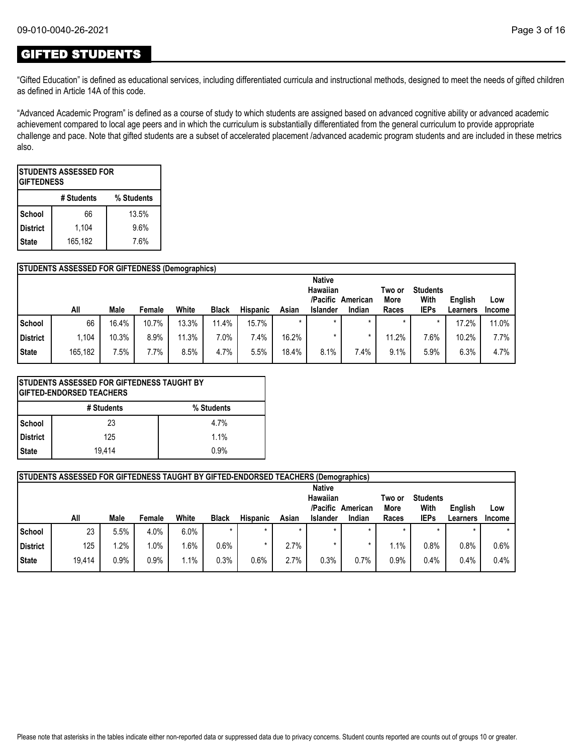## GIFTED STUDENTS

"Gifted Education" is defined as educational services, including differentiated curricula and instructional methods, designed to meet the needs of gifted children as defined in Article 14A of this code.

"Advanced Academic Program" is defined as a course of study to which students are assigned based on advanced cognitive ability or advanced academic achievement compared to local age peers and in which the curriculum is substantially differentiated from the general curriculum to provide appropriate challenge and pace. Note that gifted students are a subset of accelerated placement /advanced academic program students and are included in these metrics also.

| STUDENTS ASSESSED FOR GIFTEDNESS | | |
|---|---|---|
| | # Students | % Students |
| School | 66 | 13.5% |
| District | 1,104 | 9.6% |
| State | 165,182 | 7.6% |

| STUDENTS ASSESSED FOR GIFTEDNESS (Demographics) | | | | | | | | | | | | | |
|---|---|---|---|---|---|---|---|---|---|---|---|---|---|
| | All | Male | Female | White | Black | Hispanic | Asian | Native Hawaiian /Pacific Islander | American Indian | Two or More Races | Students With IEPs | English Learners | Low Income |
| School | 66 | 16.4% | 10.7% | 13.3% | 11.4% | 15.7% | * | * | * | * | * | 17.2% | 11.0% |
| District | 1,104 | 10.3% | 8.9% | 11.3% | 7.0% | 7.4% | 16.2% | * | * | 11.2% | 7.6% | 10.2% | 7.7% |
| State | 165,182 | 7.5% | 7.7% | 8.5% | 4.7% | 5.5% | 18.4% | 8.1% | 7.4% | 9.1% | 5.9% | 6.3% | 4.7% |

| STUDENTS ASSESSED FOR GIFTEDNESS TAUGHT BY GIFTED-ENDORSED TEACHERS | | |
|---|---|---|
| | # Students | % Students |
| School | 23 | 4.7% |
| District | 125 | 1.1% |
| State | 19,414 | 0.9% |

| STUDENTS ASSESSED FOR GIFTEDNESS TAUGHT BY GIFTED-ENDORSED TEACHERS (Demographics) | | | | | | | | | | | | | |
|---|---|---|---|---|---|---|---|---|---|---|---|---|---|
| | All | Male | Female | White | Black | Hispanic | Asian | Native Hawaiian /Pacific Islander | American Indian | Two or More Races | Students With IEPs | English Learners | Low Income |
| School | 23 | 5.5% | 4.0% | 6.0% | * | * | * | * | * | * | * | * | * |
| District | 125 | 1.2% | 1.0% | 1.6% | 0.6% | * | 2.7% | * | * | 1.1% | 0.8% | 0.8% | 0.6% |
| State | 19,414 | 0.9% | 0.9% | 1.1% | 0.3% | 0.6% | 2.7% | 0.3% | 0.7% | 0.9% | 0.4% | 0.4% | 0.4% |

Please note that asterisks in the tables indicate either non-reported data or suppressed data due to privacy concerns. Student counts reported are counts out of groups 10 or greater.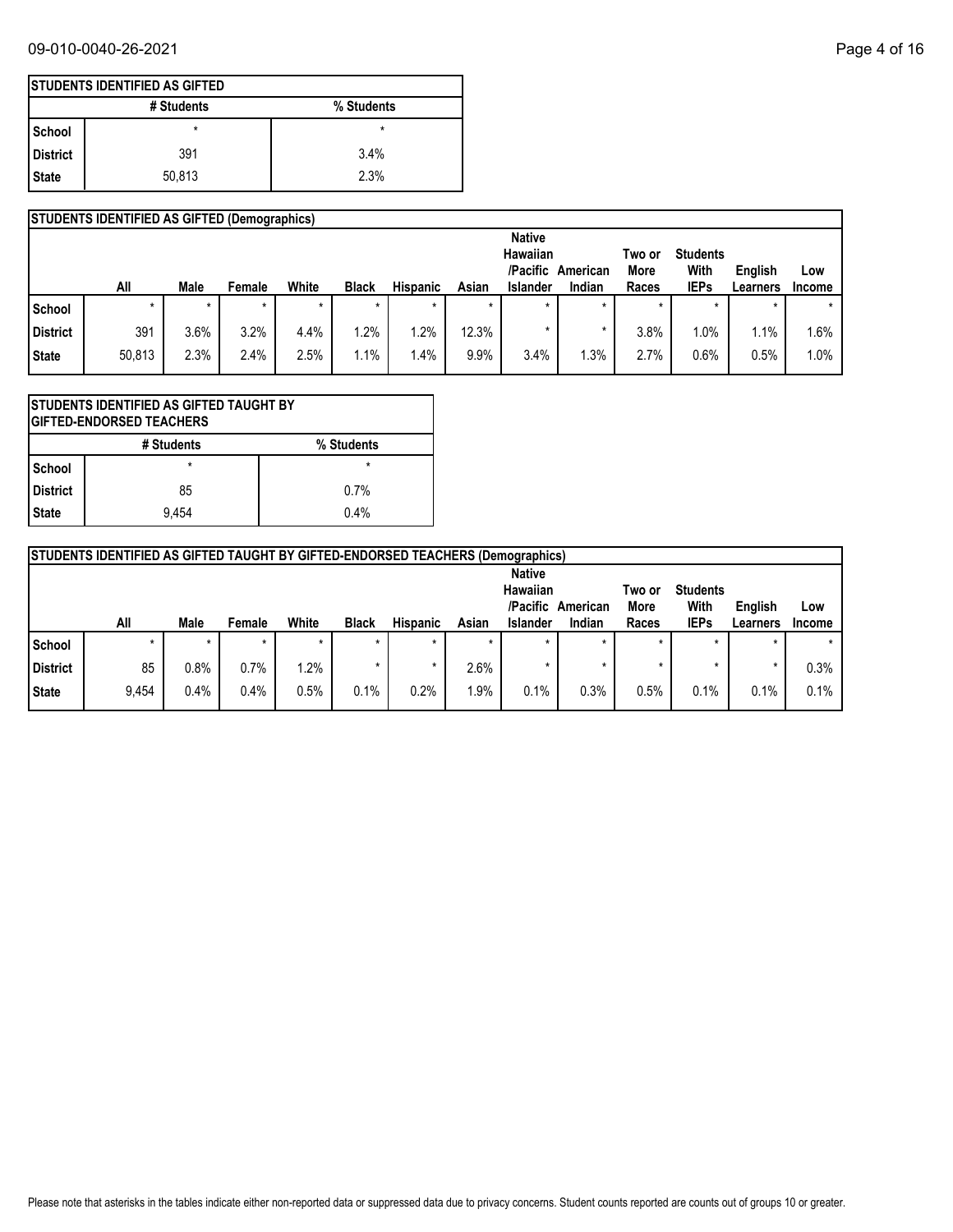| STUDENTS IDENTIFIED AS GIFTED | | |
|---|---|---|
| | # Students | % Students |
| School | * | * |
| District | 391 | 3.4% |
| State | 50,813 | 2.3% |

| STUDENTS IDENTIFIED AS GIFTED (Demographics) | | | | | | | | | | | | | |
|---|---|---|---|---|---|---|---|---|---|---|---|---|---|
| | All | Male | Female | White | Black | Hispanic | Asian | Native Hawaiian /Pacific Islander | American Indian | Two or More Races | Students With IEPs | English Learners | Low Income |
| School | * | * | * | * | * | * | * | * | * | * | * | * | * |
| District | 391 | 3.6% | 3.2% | 4.4% | 1.2% | 1.2% | 12.3% | * | * | 3.8% | 1.0% | 1.1% | 1.6% |
| State | 50,813 | 2.3% | 2.4% | 2.5% | 1.1% | 1.4% | 9.9% | 3.4% | 1.3% | 2.7% | 0.6% | 0.5% | 1.0% |

| STUDENTS IDENTIFIED AS GIFTED TAUGHT BY GIFTED-ENDORSED TEACHERS | | |
|---|---|---|
| | # Students | % Students |
| School | * | * |
| District | 85 | 0.7% |
| State | 9,454 | 0.4% |

| STUDENTS IDENTIFIED AS GIFTED TAUGHT BY GIFTED-ENDORSED TEACHERS (Demographics) | | | | | | | | | | | | | |
|---|---|---|---|---|---|---|---|---|---|---|---|---|---|
| | All | Male | Female | White | Black | Hispanic | Asian | Native Hawaiian /Pacific Islander | American Indian | Two or More Races | Students With IEPs | English Learners | Low Income |
| School | * | * | * | * | * | * | * | * | * | * | * | * | * |
| District | 85 | 0.8% | 0.7% | 1.2% | * | * | 2.6% | * | * | * | * | * | 0.3% |
| State | 9,454 | 0.4% | 0.4% | 0.5% | 0.1% | 0.2% | 1.9% | 0.1% | 0.3% | 0.5% | 0.1% | 0.1% | 0.1% |

Please note that asterisks in the tables indicate either non-reported data or suppressed data due to privacy concerns. Student counts reported are counts out of groups 10 or greater.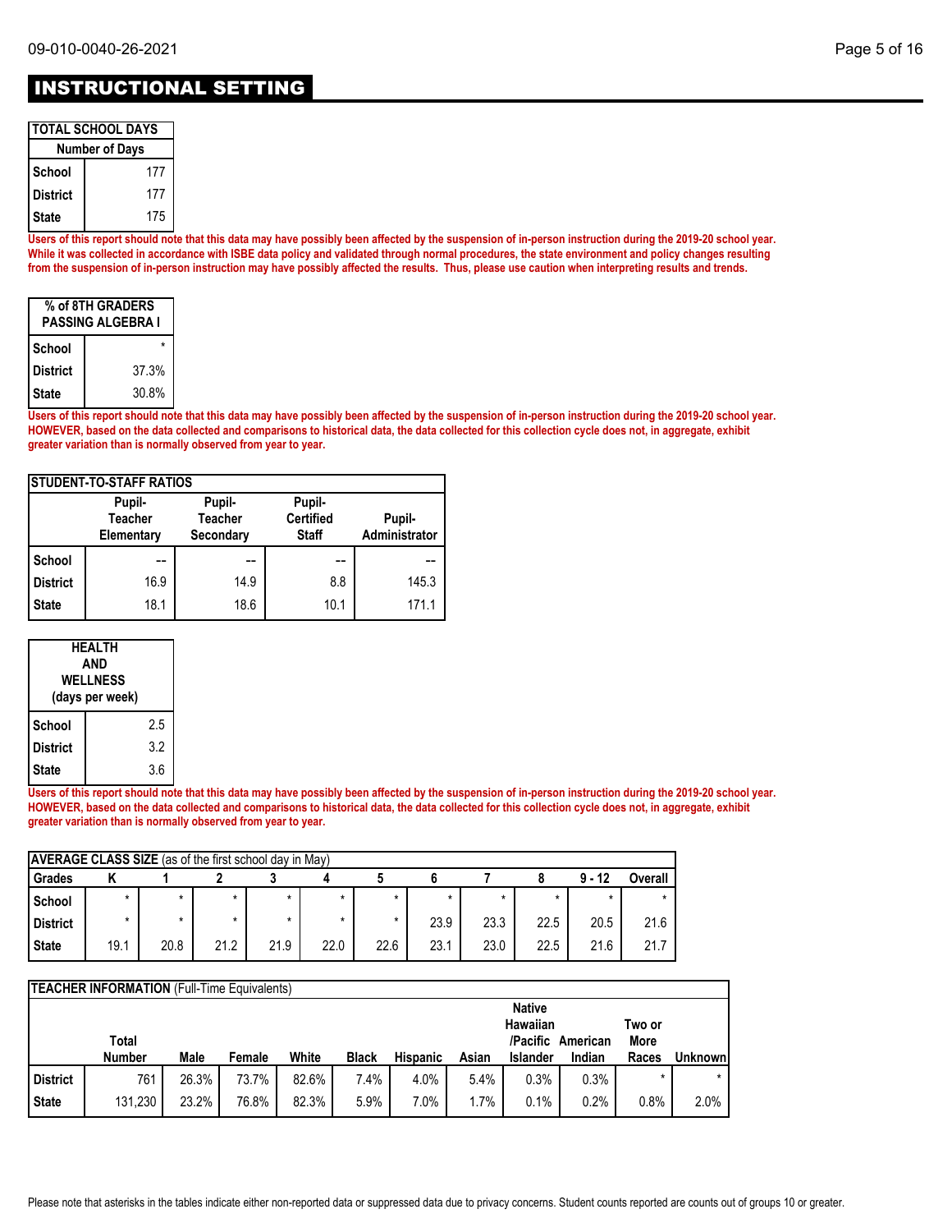# INSTRUCTIONAL SETTING

| TOTAL SCHOOL DAYS | |
|---|---|
| | Number of Days |
| School | 177 |
| District | 177 |
| State | 175 |

**Users of this report should note that this data may have possibly been affected by the suspension of in-person instruction during the 2019-20 school year. While it was collected in accordance with ISBE data policy and validated through normal procedures, the state environment and policy changes resulting from the suspension of in-person instruction may have possibly affected the results. Thus, please use caution when interpreting results and trends.**

| % of 8TH GRADERS PASSING ALGEBRA I | |
|---|---|
| School | * |
| District | 37.3% |
| State | 30.8% |

**Users of this report should note that this data may have possibly been affected by the suspension of in-person instruction during the 2019-20 school year. HOWEVER, based on the data collected and comparisons to historical data, the data collected for this collection cycle does not, in aggregate, exhibit greater variation than is normally observed from year to year.**

| STUDENT-TO-STAFF RATIOS | | | | |
|---|---|---|---|---|
| | Pupil-Teacher Elementary | Pupil-Teacher Secondary | Pupil-Certified Staff | Pupil-Administrator |
| School | -- | -- | -- | -- |
| District | 16.9 | 14.9 | 8.8 | 145.3 |
| State | 18.1 | 18.6 | 10.1 | 171.1 |

| HEALTH AND WELLNESS (days per week) | |
|---|---|
| School | 2.5 |
| District | 3.2 |
| State | 3.6 |

**Users of this report should note that this data may have possibly been affected by the suspension of in-person instruction during the 2019-20 school year. HOWEVER, based on the data collected and comparisons to historical data, the data collected for this collection cycle does not, in aggregate, exhibit greater variation than is normally observed from year to year.**

| **AVERAGE CLASS SIZE** (as of the first school day in May) | | | | | | | | | | | |
|---|---|---|---|---|---|---|---|---|---|---|---|
| Grades | K | 1 | 2 | 3 | 4 | 5 | 6 | 7 | 8 | 9 - 12 | Overall |
| School | * | * | * | * | * | * | * | * | * | * | * |
| District | * | * | * | * | * | * | 23.9 | 23.3 | 22.5 | 20.5 | 21.6 |
| State | 19.1 | 20.8 | 21.2 | 21.9 | 22.0 | 22.6 | 23.1 | 23.0 | 22.5 | 21.6 | 21.7 |

| **TEACHER INFORMATION** (Full-Time Equivalents) | | | | | | | | | | | |
|---|---|---|---|---|---|---|---|---|---|---|---|
| | Total Number | Male | Female | White | Black | Hispanic | Asian | Native Hawaiian /Pacific Islander | American Indian | Two or More Races | Unknown |
| District | 761 | 26.3% | 73.7% | 82.6% | 7.4% | 4.0% | 5.4% | 0.3% | 0.3% | * | * |
| State | 131,230 | 23.2% | 76.8% | 82.3% | 5.9% | 7.0% | 1.7% | 0.1% | 0.2% | 0.8% | 2.0% |

Please note that asterisks in the tables indicate either non-reported data or suppressed data due to privacy concerns. Student counts reported are counts out of groups 10 or greater.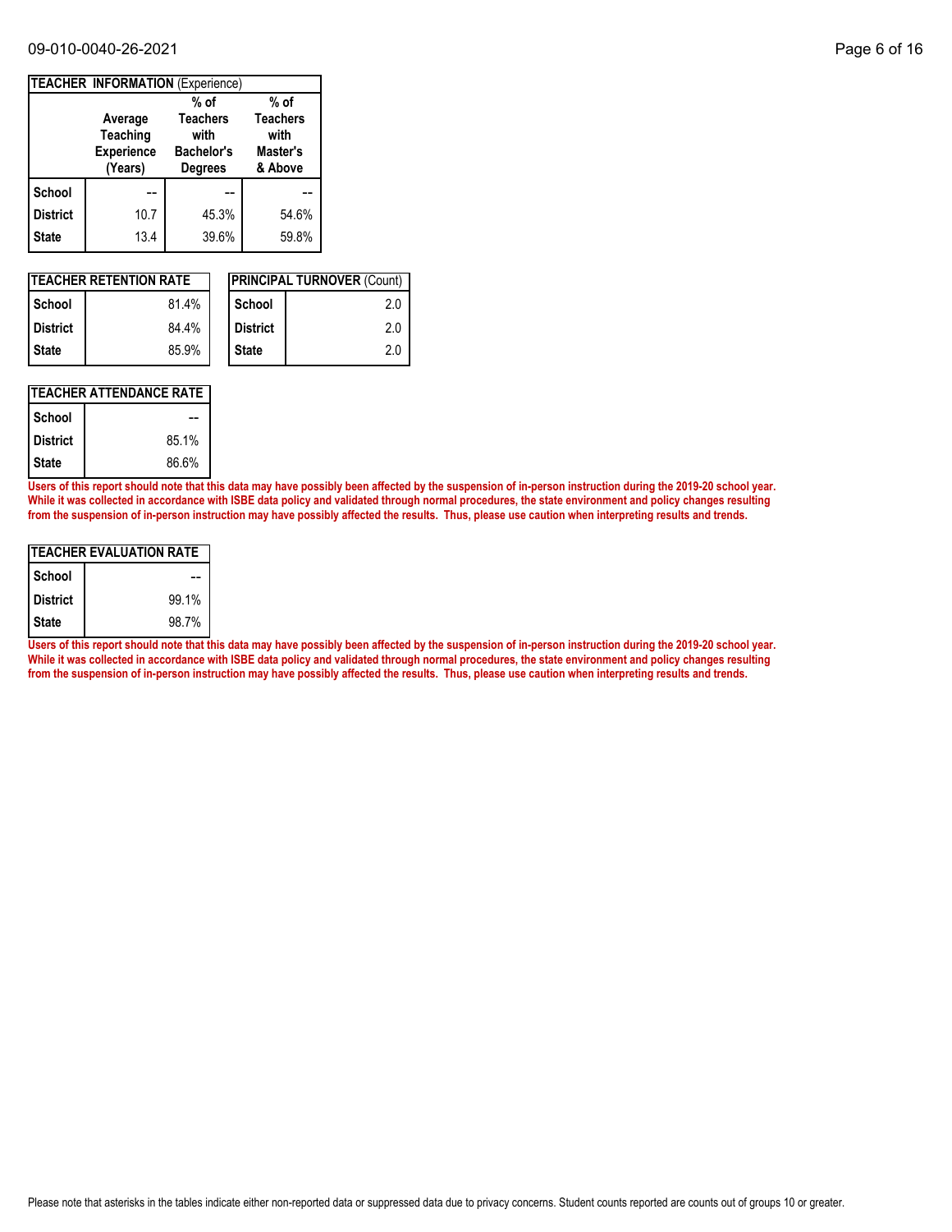| TEACHER INFORMATION (Experience) | Average Teaching Experience (Years) | % of Teachers with Bachelor's Degrees | % of Teachers with Master's & Above |
|---|---|---|---|
| School | -- | -- | -- |
| District | 10.7 | 45.3% | 54.6% |
| State | 13.4 | 39.6% | 59.8% |

| TEACHER RETENTION RATE | |
|---|---|
| School | 81.4% |
| District | 84.4% |
| State | 85.9% |

| PRINCIPAL TURNOVER (Count) | |
|---|---|
| School | 2.0 |
| District | 2.0 |
| State | 2.0 |

| TEACHER ATTENDANCE RATE | |
|---|---|
| School | -- |
| District | 85.1% |
| State | 86.6% |

**Users of this report should note that this data may have possibly been affected by the suspension of in-person instruction during the 2019-20 school year. While it was collected in accordance with ISBE data policy and validated through normal procedures, the state environment and policy changes resulting from the suspension of in-person instruction may have possibly affected the results. Thus, please use caution when interpreting results and trends.**

| TEACHER EVALUATION RATE | |
|---|---|
| School | -- |
| District | 99.1% |
| State | 98.7% |

**Users of this report should note that this data may have possibly been affected by the suspension of in-person instruction during the 2019-20 school year. While it was collected in accordance with ISBE data policy and validated through normal procedures, the state environment and policy changes resulting from the suspension of in-person instruction may have possibly affected the results. Thus, please use caution when interpreting results and trends.**

Please note that asterisks in the tables indicate either non-reported data or suppressed data due to privacy concerns. Student counts reported are counts out of groups 10 or greater.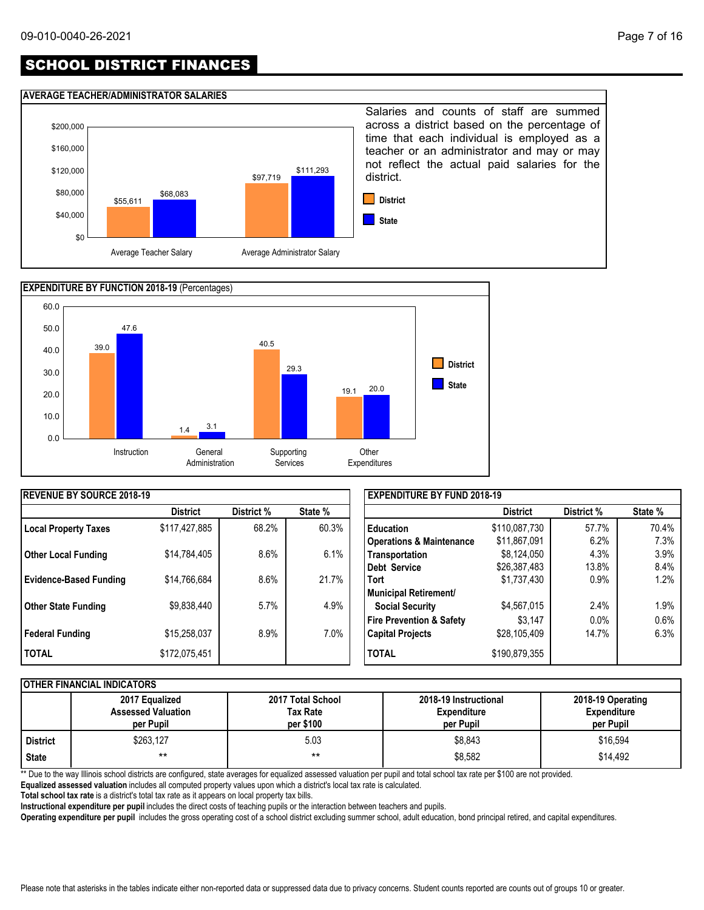## SCHOOL DISTRICT FINANCES

### AVERAGE TEACHER/ADMINISTRATOR SALARIES

| | District | State |
|---|---|---|
| Average Teacher Salary | $55,611 | $68,083 |
| Average Administrator Salary | $97,719 | $111,293 |

Salaries and counts of staff are summed across a district based on the percentage of time that each individual is employed as a teacher or an administrator and may or may not reflect the actual paid salaries for the district.

### EXPENDITURE BY FUNCTION 2018-19 (Percentages)

| | District | State |
|---|---|---|
| Instruction | 39.0 | 47.6 |
| General Administration | 1.4 | 3.1 |
| Supporting Services | 40.5 | 29.3 |
| Other Expenditures | 19.1 | 20.0 |

### REVENUE BY SOURCE 2018-19

| | District | District % | State % |
|---|---|---|---|
| Local Property Taxes | $117,427,885 | 68.2% | 60.3% |
| Other Local Funding | $14,784,405 | 8.6% | 6.1% |
| Evidence-Based Funding | $14,766,684 | 8.6% | 21.7% |
| Other State Funding | $9,838,440 | 5.7% | 4.9% |
| Federal Funding | $15,258,037 | 8.9% | 7.0% |
| TOTAL | $172,075,451 | | |

### EXPENDITURE BY FUND 2018-19

| | District | District % | State % |
|---|---|---|---|
| Education | $110,087,730 | 57.7% | 70.4% |
| Operations & Maintenance | $11,867,091 | 6.2% | 7.3% |
| Transportation | $8,124,050 | 4.3% | 3.9% |
| Debt Service | $26,387,483 | 13.8% | 8.4% |
| Tort | $1,737,430 | 0.9% | 1.2% |
| Municipal Retirement/ Social Security | $4,567,015 | 2.4% | 1.9% |
| Fire Prevention & Safety | $3,147 | 0.0% | 0.6% |
| Capital Projects | $28,105,409 | 14.7% | 6.3% |
| TOTAL | $190,879,355 | | |

### OTHER FINANCIAL INDICATORS

| | 2017 Equalized Assessed Valuation per Pupil | 2017 Total School Tax Rate per $100 | 2018-19 Instructional Expenditure per Pupil | 2018-19 Operating Expenditure per Pupil |
|---|---|---|---|---|
| District | $263,127 | 5.03 | $8,843 | $16,594 |
| State | ** | ** | $8,582 | $14,492 |

** Due to the way Illinois school districts are configured, state averages for equalized assessed valuation per pupil and total school tax rate per $100 are not provided.

**Equalized assessed valuation** includes all computed property values upon which a district's local tax rate is calculated.

**Total school tax rate** is a district's total tax rate as it appears on local property tax bills.

**Instructional expenditure per pupil** includes the direct costs of teaching pupils or the interaction between teachers and pupils.

**Operating expenditure per pupil** includes the gross operating cost of a school district excluding summer school, adult education, bond principal retired, and capital expenditures.

Please note that asterisks in the tables indicate either non-reported data or suppressed data due to privacy concerns. Student counts reported are counts out of groups 10 or greater.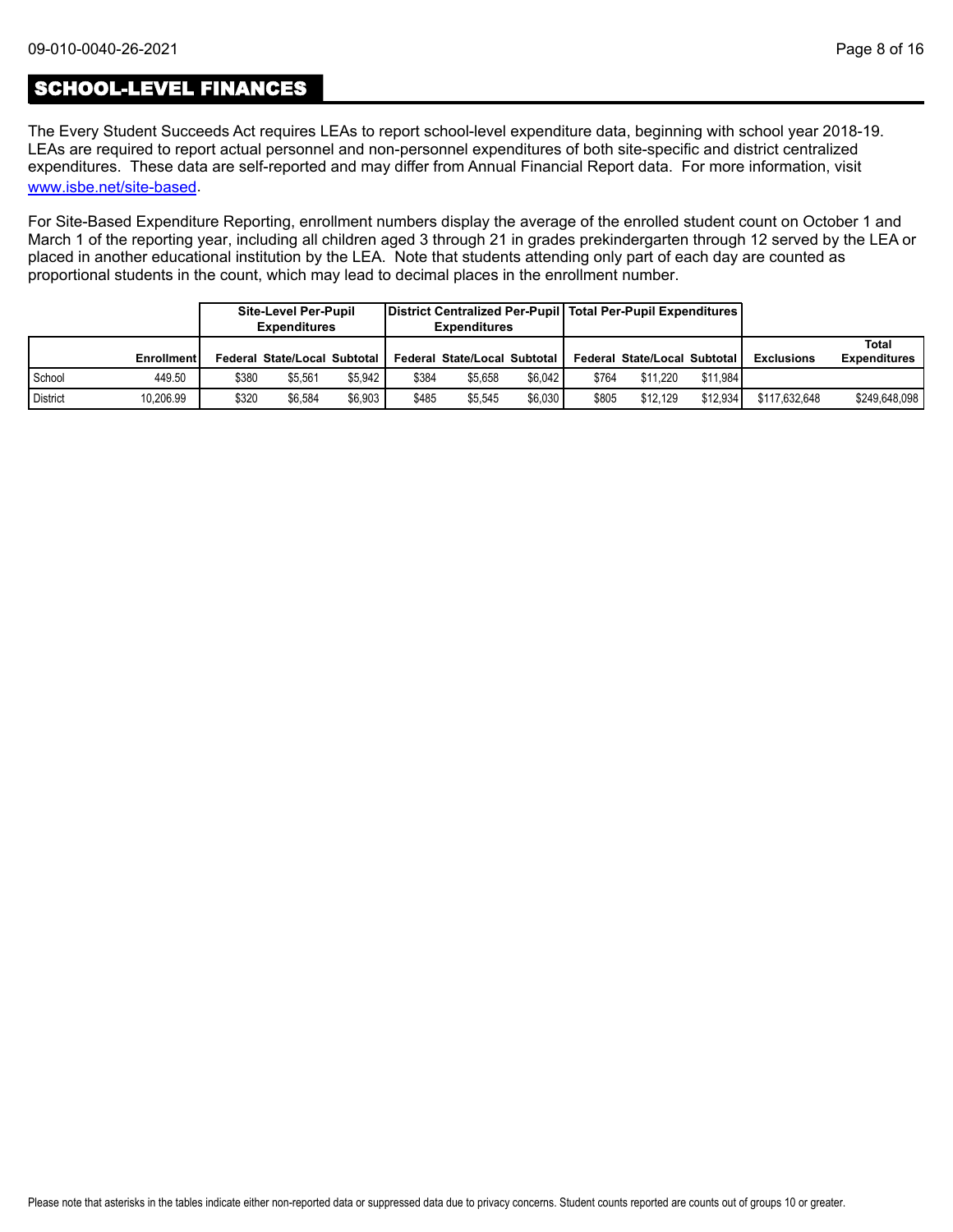## SCHOOL-LEVEL FINANCES

The Every Student Succeeds Act requires LEAs to report school-level expenditure data, beginning with school year 2018-19. LEAs are required to report actual personnel and non-personnel expenditures of both site-specific and district centralized expenditures. These data are self-reported and may differ from Annual Financial Report data. For more information, visit [www.isbe.net/site-based](www.isbe.net/site-based).

For Site-Based Expenditure Reporting, enrollment numbers display the average of the enrolled student count on October 1 and March 1 of the reporting year, including all children aged 3 through 21 in grades prekindergarten through 12 served by the LEA or placed in another educational institution by the LEA. Note that students attending only part of each day are counted as proportional students in the count, which may lead to decimal places in the enrollment number.

| | | Site-Level Per-Pupil Expenditures | | | District Centralized Per-Pupil Expenditures | | | Total Per-Pupil Expenditures | | | | |
|---|---|---|---|---|---|---|---|---|---|---|---|---|
| | Enrollment | Federal | State/Local | Subtotal | Federal | State/Local | Subtotal | Federal | State/Local | Subtotal | Exclusions | Total Expenditures |
| School | 449.50 | $380 | $5,561 | $5,942 | $384 | $5,658 | $6,042 | $764 | $11,220 | $11,984 | | |
| District | 10,206.99 | $320 | $6,584 | $6,903 | $485 | $5,545 | $6,030 | $805 | $12,129 | $12,934 | $117,632,648 | $249,648,098 |

Please note that asterisks in the tables indicate either non-reported data or suppressed data due to privacy concerns. Student counts reported are counts out of groups 10 or greater.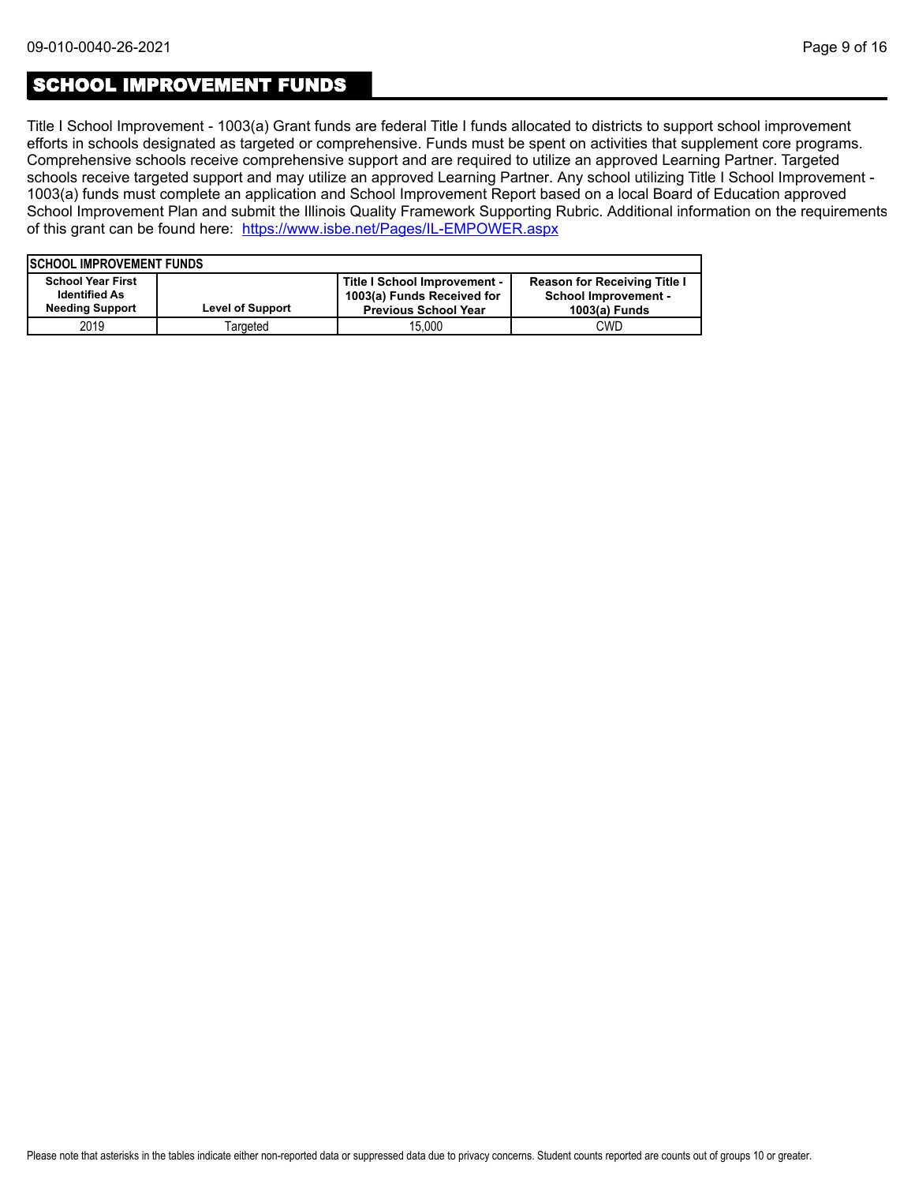## SCHOOL IMPROVEMENT FUNDS

Title I School Improvement - 1003(a) Grant funds are federal Title I funds allocated to districts to support school improvement efforts in schools designated as targeted or comprehensive. Funds must be spent on activities that supplement core programs. Comprehensive schools receive comprehensive support and are required to utilize an approved Learning Partner. Targeted schools receive targeted support and may utilize an approved Learning Partner. Any school utilizing Title I School Improvement - 1003(a) funds must complete an application and School Improvement Report based on a local Board of Education approved School Improvement Plan and submit the Illinois Quality Framework Supporting Rubric. Additional information on the requirements of this grant can be found here: [https://www.isbe.net/Pages/IL-EMPOWER.aspx](https://www.isbe.net/Pages/IL-EMPOWER.aspx)

**SCHOOL IMPROVEMENT FUNDS**

| School Year First Identified As Needing Support | Level of Support | Title I School Improvement - 1003(a) Funds Received for Previous School Year | Reason for Receiving Title I School Improvement - 1003(a) Funds |
|---|---|---|---|
| 2019 | Targeted | 15,000 | CWD |

Please note that asterisks in the tables indicate either non-reported data or suppressed data due to privacy concerns. Student counts reported are counts out of groups 10 or greater.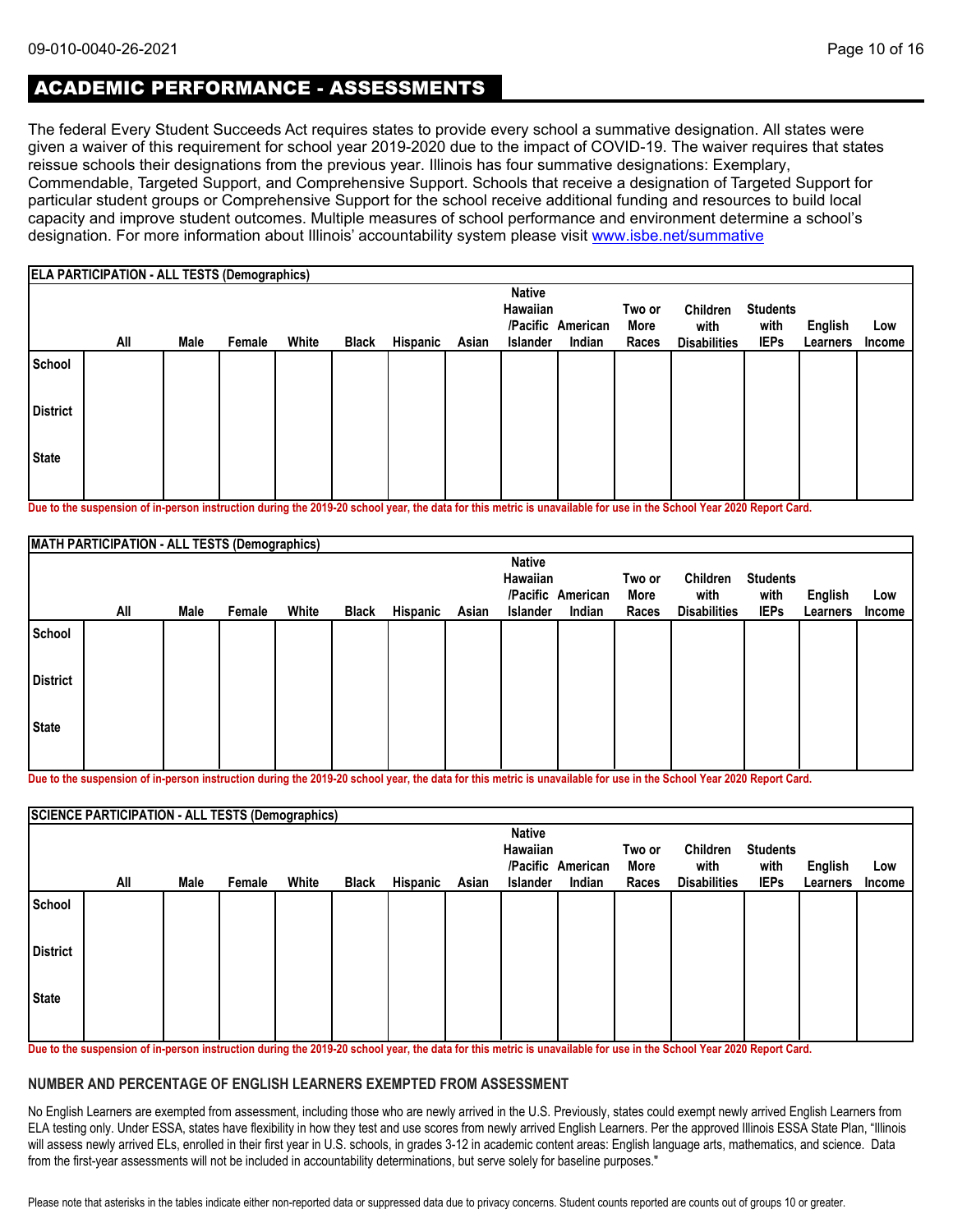## ACADEMIC PERFORMANCE - ASSESSMENTS

The federal Every Student Succeeds Act requires states to provide every school a summative designation. All states were given a waiver of this requirement for school year 2019-2020 due to the impact of COVID-19. The waiver requires that states reissue schools their designations from the previous year. Illinois has four summative designations: Exemplary, Commendable, Targeted Support, and Comprehensive Support. Schools that receive a designation of Targeted Support for particular student groups or Comprehensive Support for the school receive additional funding and resources to build local capacity and improve student outcomes. Multiple measures of school performance and environment determine a school's designation. For more information about Illinois' accountability system please visit www.isbe.net/summative

**ELA PARTICIPATION - ALL TESTS (Demographics)**

| | All | Male | Female | White | Black | Hispanic | Asian | Native Hawaiian /Pacific Islander | American Indian | Two or More Races | Children with Disabilities | Students with IEPs | English Learners | Low Income |
|---|---|---|---|---|---|---|---|---|---|---|---|---|---|---|
| School | | | | | | | | | | | | | | |
| District | | | | | | | | | | | | | | |
| State | | | | | | | | | | | | | | |

Due to the suspension of in-person instruction during the 2019-20 school year, the data for this metric is unavailable for use in the School Year 2020 Report Card.

**MATH PARTICIPATION - ALL TESTS (Demographics)**

| | All | Male | Female | White | Black | Hispanic | Asian | Native Hawaiian /Pacific Islander | American Indian | Two or More Races | Children with Disabilities | Students with IEPs | English Learners | Low Income |
|---|---|---|---|---|---|---|---|---|---|---|---|---|---|---|
| School | | | | | | | | | | | | | | |
| District | | | | | | | | | | | | | | |
| State | | | | | | | | | | | | | | |

Due to the suspension of in-person instruction during the 2019-20 school year, the data for this metric is unavailable for use in the School Year 2020 Report Card.

**SCIENCE PARTICIPATION - ALL TESTS (Demographics)**

| | All | Male | Female | White | Black | Hispanic | Asian | Native Hawaiian /Pacific Islander | American Indian | Two or More Races | Children with Disabilities | Students with IEPs | English Learners | Low Income |
|---|---|---|---|---|---|---|---|---|---|---|---|---|---|---|
| School | | | | | | | | | | | | | | |
| District | | | | | | | | | | | | | | |
| State | | | | | | | | | | | | | | |

Due to the suspension of in-person instruction during the 2019-20 school year, the data for this metric is unavailable for use in the School Year 2020 Report Card.

### NUMBER AND PERCENTAGE OF ENGLISH LEARNERS EXEMPTED FROM ASSESSMENT

No English Learners are exempted from assessment, including those who are newly arrived in the U.S. Previously, states could exempt newly arrived English Learners from ELA testing only. Under ESSA, states have flexibility in how they test and use scores from newly arrived English Learners. Per the approved Illinois ESSA State Plan, "Illinois will assess newly arrived ELs, enrolled in their first year in U.S. schools, in grades 3-12 in academic content areas: English language arts, mathematics, and science. Data from the first-year assessments will not be included in accountability determinations, but serve solely for baseline purposes."

Please note that asterisks in the tables indicate either non-reported data or suppressed data due to privacy concerns. Student counts reported are counts out of groups 10 or greater.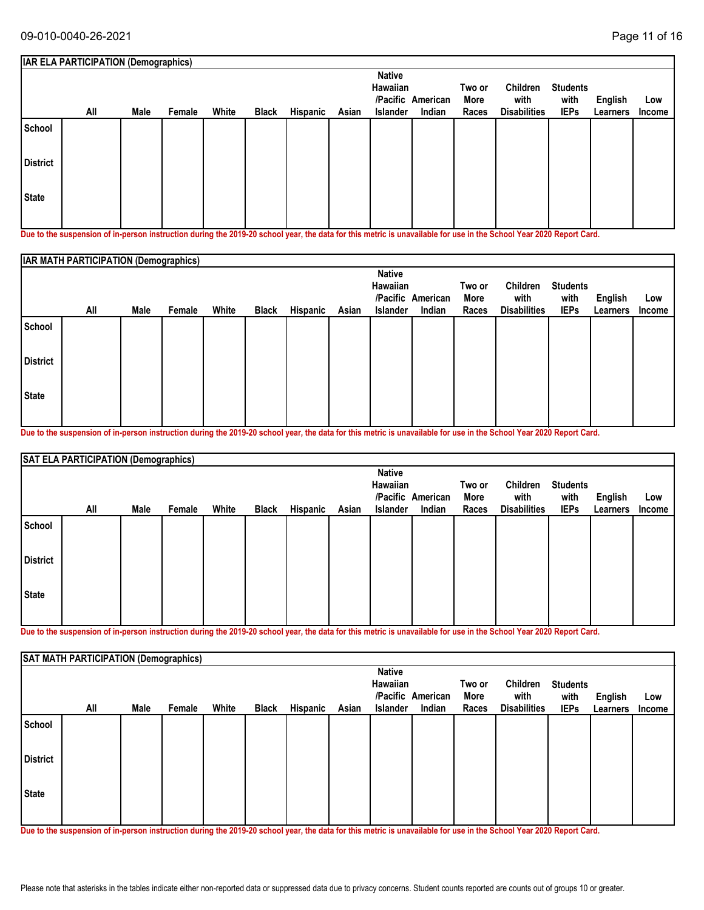| IAR ELA PARTICIPATION (Demographics) | | | | | | | | | | | | | | |
|---|---|---|---|---|---|---|---|---|---|---|---|---|---|---|
| | All | Male | Female | White | Black | Hispanic | Asian | Native Hawaiian /Pacific Islander | American Indian | Two or More Races | Children with Disabilities | Students with IEPs | English Learners | Low Income |
| School | | | | | | | | | | | | | | |
| District | | | | | | | | | | | | | | |
| State | | | | | | | | | | | | | | |

**Due to the suspension of in-person instruction during the 2019-20 school year, the data for this metric is unavailable for use in the School Year 2020 Report Card.**

| IAR MATH PARTICIPATION (Demographics) | | | | | | | | | | | | | | |
|---|---|---|---|---|---|---|---|---|---|---|---|---|---|---|
| | All | Male | Female | White | Black | Hispanic | Asian | Native Hawaiian /Pacific Islander | American Indian | Two or More Races | Children with Disabilities | Students with IEPs | English Learners | Low Income |
| School | | | | | | | | | | | | | | |
| District | | | | | | | | | | | | | | |
| State | | | | | | | | | | | | | | |

**Due to the suspension of in-person instruction during the 2019-20 school year, the data for this metric is unavailable for use in the School Year 2020 Report Card.**

| SAT ELA PARTICIPATION (Demographics) | | | | | | | | | | | | | | |
|---|---|---|---|---|---|---|---|---|---|---|---|---|---|---|
| | All | Male | Female | White | Black | Hispanic | Asian | Native Hawaiian /Pacific Islander | American Indian | Two or More Races | Children with Disabilities | Students with IEPs | English Learners | Low Income |
| School | | | | | | | | | | | | | | |
| District | | | | | | | | | | | | | | |
| State | | | | | | | | | | | | | | |

**Due to the suspension of in-person instruction during the 2019-20 school year, the data for this metric is unavailable for use in the School Year 2020 Report Card.**

| SAT MATH PARTICIPATION (Demographics) | | | | | | | | | | | | | | |
|---|---|---|---|---|---|---|---|---|---|---|---|---|---|---|
| | All | Male | Female | White | Black | Hispanic | Asian | Native Hawaiian /Pacific Islander | American Indian | Two or More Races | Children with Disabilities | Students with IEPs | English Learners | Low Income |
| School | | | | | | | | | | | | | | |
| District | | | | | | | | | | | | | | |
| State | | | | | | | | | | | | | | |

**Due to the suspension of in-person instruction during the 2019-20 school year, the data for this metric is unavailable for use in the School Year 2020 Report Card.**

Please note that asterisks in the tables indicate either non-reported data or suppressed data due to privacy concerns. Student counts reported are counts out of groups 10 or greater.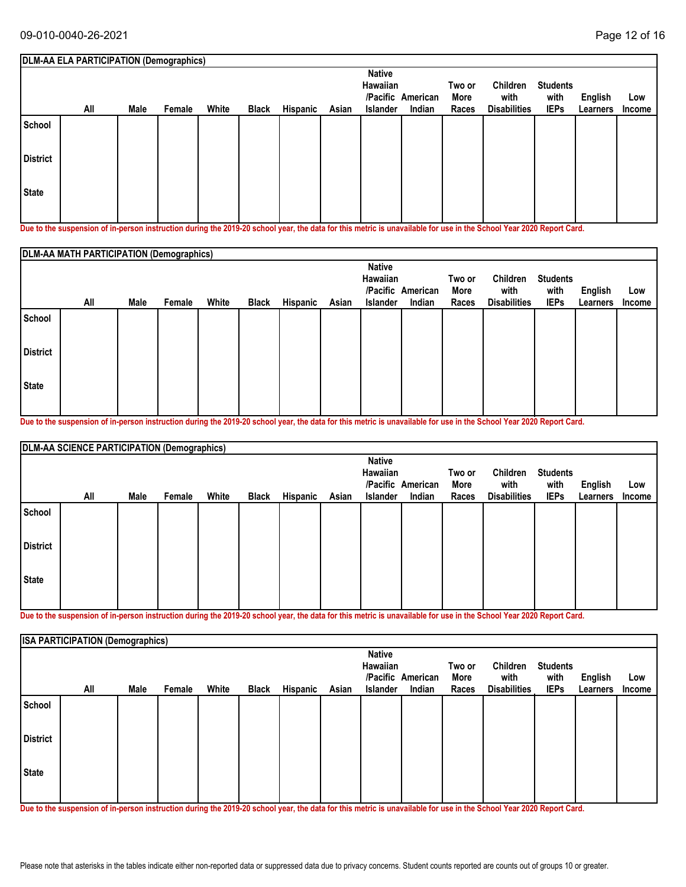| DLM-AA ELA PARTICIPATION (Demographics) | | | | | | | | | | | | | | |
|---|---|---|---|---|---|---|---|---|---|---|---|---|---|---|
| | All | Male | Female | White | Black | Hispanic | Asian | Native Hawaiian /Pacific Islander | American Indian | Two or More Races | Children with Disabilities | Students with IEPs | English Learners | Low Income |
| School | | | | | | | | | | | | | | |
| District | | | | | | | | | | | | | | |
| State | | | | | | | | | | | | | | |

**Due to the suspension of in-person instruction during the 2019-20 school year, the data for this metric is unavailable for use in the School Year 2020 Report Card.**

| DLM-AA MATH PARTICIPATION (Demographics) | | | | | | | | | | | | | | |
|---|---|---|---|---|---|---|---|---|---|---|---|---|---|---|
| | All | Male | Female | White | Black | Hispanic | Asian | Native Hawaiian /Pacific Islander | American Indian | Two or More Races | Children with Disabilities | Students with IEPs | English Learners | Low Income |
| School | | | | | | | | | | | | | | |
| District | | | | | | | | | | | | | | |
| State | | | | | | | | | | | | | | |

**Due to the suspension of in-person instruction during the 2019-20 school year, the data for this metric is unavailable for use in the School Year 2020 Report Card.**

| DLM-AA SCIENCE PARTICIPATION (Demographics) | | | | | | | | | | | | | | |
|---|---|---|---|---|---|---|---|---|---|---|---|---|---|---|
| | All | Male | Female | White | Black | Hispanic | Asian | Native Hawaiian /Pacific Islander | American Indian | Two or More Races | Children with Disabilities | Students with IEPs | English Learners | Low Income |
| School | | | | | | | | | | | | | | |
| District | | | | | | | | | | | | | | |
| State | | | | | | | | | | | | | | |

**Due to the suspension of in-person instruction during the 2019-20 school year, the data for this metric is unavailable for use in the School Year 2020 Report Card.**

| ISA PARTICIPATION (Demographics) | | | | | | | | | | | | | | |
|---|---|---|---|---|---|---|---|---|---|---|---|---|---|---|
| | All | Male | Female | White | Black | Hispanic | Asian | Native Hawaiian /Pacific Islander | American Indian | Two or More Races | Children with Disabilities | Students with IEPs | English Learners | Low Income |
| School | | | | | | | | | | | | | | |
| District | | | | | | | | | | | | | | |
| State | | | | | | | | | | | | | | |

**Due to the suspension of in-person instruction during the 2019-20 school year, the data for this metric is unavailable for use in the School Year 2020 Report Card.**

Please note that asterisks in the tables indicate either non-reported data or suppressed data due to privacy concerns. Student counts reported are counts out of groups 10 or greater.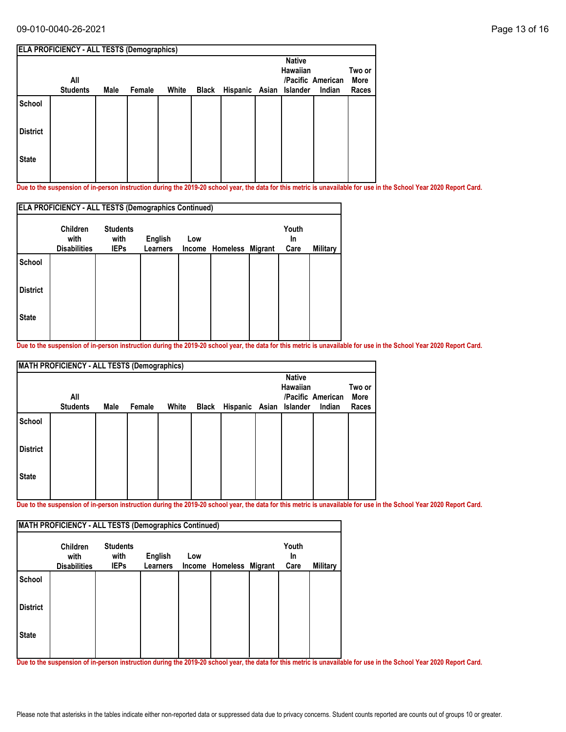| ELA PROFICIENCY - ALL TESTS (Demographics) | | | | | | | | | | |
|---|---|---|---|---|---|---|---|---|---|---|
| | All Students | Male | Female | White | Black | Hispanic | Asian | Native Hawaiian /Pacific Islander | American Indian | Two or More Races |
| School | | | | | | | | | | |
| District | | | | | | | | | | |
| State | | | | | | | | | | |

**Due to the suspension of in-person instruction during the 2019-20 school year, the data for this metric is unavailable for use in the School Year 2020 Report Card.**

| ELA PROFICIENCY - ALL TESTS (Demographics Continued) | | | | | | | | |
|---|---|---|---|---|---|---|---|---|
| | Children with Disabilities | Students with IEPs | English Learners | Low Income | Homeless | Migrant | Youth In Care | Military |
| School | | | | | | | | |
| District | | | | | | | | |
| State | | | | | | | | |

**Due to the suspension of in-person instruction during the 2019-20 school year, the data for this metric is unavailable for use in the School Year 2020 Report Card.**

| MATH PROFICIENCY - ALL TESTS (Demographics) | | | | | | | | | | |
|---|---|---|---|---|---|---|---|---|---|---|
| | All Students | Male | Female | White | Black | Hispanic | Asian | Native Hawaiian /Pacific Islander | American Indian | Two or More Races |
| School | | | | | | | | | | |
| District | | | | | | | | | | |
| State | | | | | | | | | | |

**Due to the suspension of in-person instruction during the 2019-20 school year, the data for this metric is unavailable for use in the School Year 2020 Report Card.**

| MATH PROFICIENCY - ALL TESTS (Demographics Continued) | | | | | | | | |
|---|---|---|---|---|---|---|---|---|
| | Children with Disabilities | Students with IEPs | English Learners | Low Income | Homeless | Migrant | Youth In Care | Military |
| School | | | | | | | | |
| District | | | | | | | | |
| State | | | | | | | | |

**Due to the suspension of in-person instruction during the 2019-20 school year, the data for this metric is unavailable for use in the School Year 2020 Report Card.**

Please note that asterisks in the tables indicate either non-reported data or suppressed data due to privacy concerns. Student counts reported are counts out of groups 10 or greater.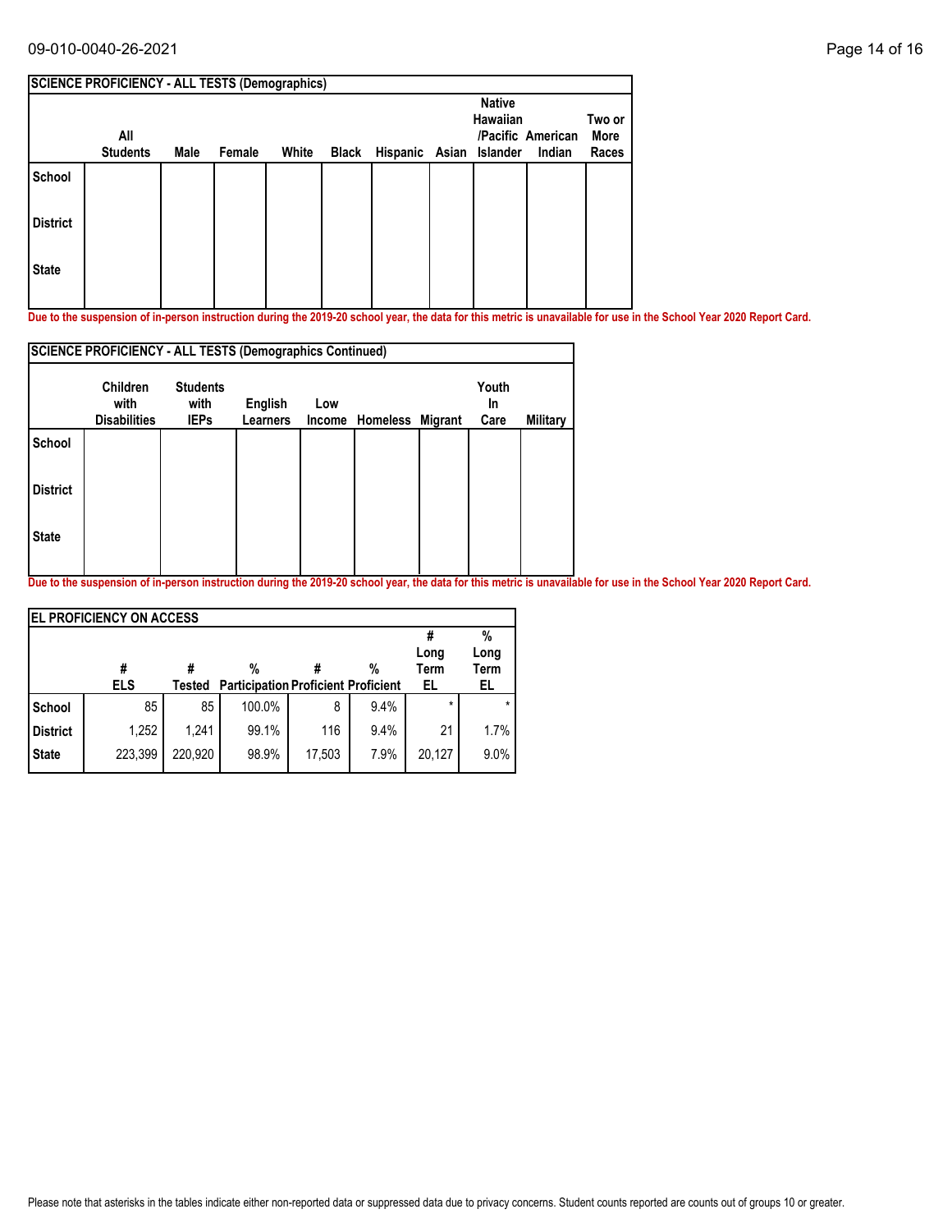| SCIENCE PROFICIENCY - ALL TESTS (Demographics) | | | | | | | | | | |
|---|---|---|---|---|---|---|---|---|---|---|
| | All Students | Male | Female | White | Black | Hispanic | Asian | Native Hawaiian /Pacific Islander | American Indian | Two or More Races |
| School | | | | | | | | | | |
| District | | | | | | | | | | |
| State | | | | | | | | | | |

**Due to the suspension of in-person instruction during the 2019-20 school year, the data for this metric is unavailable for use in the School Year 2020 Report Card.**

| SCIENCE PROFICIENCY - ALL TESTS (Demographics Continued) | | | | | | | | |
|---|---|---|---|---|---|---|---|---|
| | Children with Disabilities | Students with IEPs | English Learners | Low Income | Homeless | Migrant | Youth In Care | Military |
| School | | | | | | | | |
| District | | | | | | | | |
| State | | | | | | | | |

**Due to the suspension of in-person instruction during the 2019-20 school year, the data for this metric is unavailable for use in the School Year 2020 Report Card.**

| EL PROFICIENCY ON ACCESS | | | | | | | |
|---|---|---|---|---|---|---|---|
| | # ELS | # Tested | % Participation | # Proficient | % Proficient | # Long Term EL | % Long Term EL |
| School | 85 | 85 | 100.0% | 8 | 9.4% | * | * |
| District | 1,252 | 1,241 | 99.1% | 116 | 9.4% | 21 | 1.7% |
| State | 223,399 | 220,920 | 98.9% | 17,503 | 7.9% | 20,127 | 9.0% |

Please note that asterisks in the tables indicate either non-reported data or suppressed data due to privacy concerns. Student counts reported are counts out of groups 10 or greater.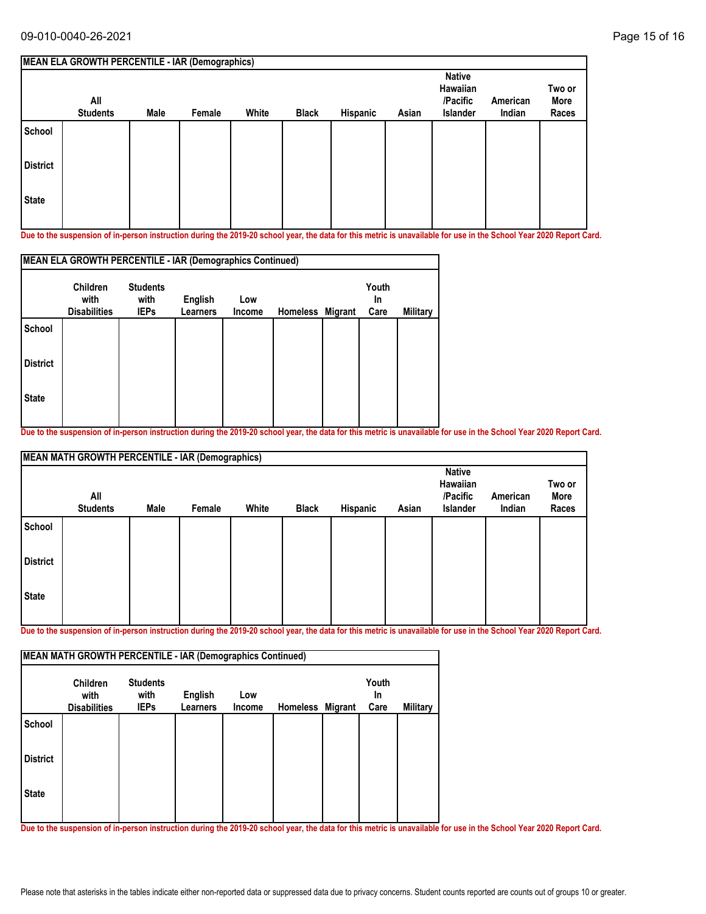### MEAN ELA GROWTH PERCENTILE - IAR (Demographics)

| | All Students | Male | Female | White | Black | Hispanic | Asian | Native Hawaiian /Pacific Islander | American Indian | Two or More Races |
|---|---|---|---|---|---|---|---|---|---|---|
| School | | | | | | | | | | |
| District | | | | | | | | | | |
| State | | | | | | | | | | |

Due to the suspension of in-person instruction during the 2019-20 school year, the data for this metric is unavailable for use in the School Year 2020 Report Card.

### MEAN ELA GROWTH PERCENTILE - IAR (Demographics Continued)

| | Children with Disabilities | Students with IEPs | English Learners | Low Income | Homeless | Migrant | Youth In Care | Military |
|---|---|---|---|---|---|---|---|---|
| School | | | | | | | | |
| District | | | | | | | | |
| State | | | | | | | | |

Due to the suspension of in-person instruction during the 2019-20 school year, the data for this metric is unavailable for use in the School Year 2020 Report Card.

### MEAN MATH GROWTH PERCENTILE - IAR (Demographics)

| | All Students | Male | Female | White | Black | Hispanic | Asian | Native Hawaiian /Pacific Islander | American Indian | Two or More Races |
|---|---|---|---|---|---|---|---|---|---|---|
| School | | | | | | | | | | |
| District | | | | | | | | | | |
| State | | | | | | | | | | |

Due to the suspension of in-person instruction during the 2019-20 school year, the data for this metric is unavailable for use in the School Year 2020 Report Card.

### MEAN MATH GROWTH PERCENTILE - IAR (Demographics Continued)

| | Children with Disabilities | Students with IEPs | English Learners | Low Income | Homeless | Migrant | Youth In Care | Military |
|---|---|---|---|---|---|---|---|---|
| School | | | | | | | | |
| District | | | | | | | | |
| State | | | | | | | | |

Due to the suspension of in-person instruction during the 2019-20 school year, the data for this metric is unavailable for use in the School Year 2020 Report Card.

Please note that asterisks in the tables indicate either non-reported data or suppressed data due to privacy concerns. Student counts reported are counts out of groups 10 or greater.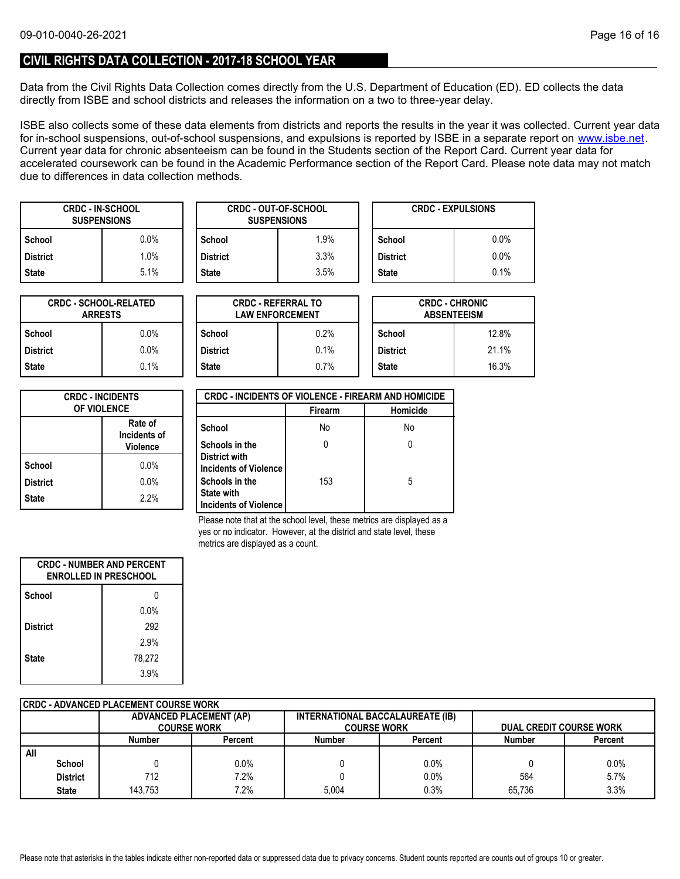## CIVIL RIGHTS DATA COLLECTION - 2017-18 SCHOOL YEAR

Data from the Civil Rights Data Collection comes directly from the U.S. Department of Education (ED). ED collects the data directly from ISBE and school districts and releases the information on a two to three-year delay.

ISBE also collects some of these data elements from districts and reports the results in the year it was collected. Current year data for in-school suspensions, out-of-school suspensions, and expulsions is reported by ISBE in a separate report on www.isbe.net. Current year data for chronic absenteeism can be found in the Students section of the Report Card. Current year data for accelerated coursework can be found in the Academic Performance section of the Report Card. Please note data may not match due to differences in data collection methods.

| CRDC - IN-SCHOOL SUSPENSIONS | |
|---|---|
| School | 0.0% |
| District | 1.0% |
| State | 5.1% |

| CRDC - OUT-OF-SCHOOL SUSPENSIONS | |
|---|---|
| School | 1.9% |
| District | 3.3% |
| State | 3.5% |

| CRDC - EXPULSIONS | |
|---|---|
| School | 0.0% |
| District | 0.0% |
| State | 0.1% |

| CRDC - SCHOOL-RELATED ARRESTS | |
|---|---|
| School | 0.0% |
| District | 0.0% |
| State | 0.1% |

| CRDC - REFERRAL TO LAW ENFORCEMENT | |
|---|---|
| School | 0.2% |
| District | 0.1% |
| State | 0.7% |

| CRDC - CHRONIC ABSENTEEISM | |
|---|---|
| School | 12.8% |
| District | 21.1% |
| State | 16.3% |

| CRDC - INCIDENTS OF VIOLENCE | Rate of Incidents of Violence |
|---|---|
| School | 0.0% |
| District | 0.0% |
| State | 2.2% |

| CRDC - INCIDENTS OF VIOLENCE - FIREARM AND HOMICIDE | Firearm | Homicide |
|---|---|---|
| School | No | No |
| Schools in the District with Incidents of Violence | 0 | 0 |
| Schools in the State with Incidents of Violence | 153 | 5 |

Please note that at the school level, these metrics are displayed as a yes or no indicator. However, at the district and state level, these metrics are displayed as a count.

| CRDC - NUMBER AND PERCENT ENROLLED IN PRESCHOOL | |
|---|---|
| School | 0 |
| | 0.0% |
| District | 292 |
| | 2.9% |
| State | 78,272 |
| | 3.9% |

| CRDC - ADVANCED PLACEMENT COURSE WORK | ADVANCED PLACEMENT (AP) COURSE WORK | | INTERNATIONAL BACCALAUREATE (IB) COURSE WORK | | DUAL CREDIT COURSE WORK | |
|---|---|---|---|---|---|---|
| | Number | Percent | Number | Percent | Number | Percent |
| All | | | | | | |
| School | 0 | 0.0% | 0 | 0.0% | 0 | 0.0% |
| District | 712 | 7.2% | 0 | 0.0% | 564 | 5.7% |
| State | 143,753 | 7.2% | 5,004 | 0.3% | 65,736 | 3.3% |

Please note that asterisks in the tables indicate either non-reported data or suppressed data due to privacy concerns. Student counts reported are counts out of groups 10 or greater.